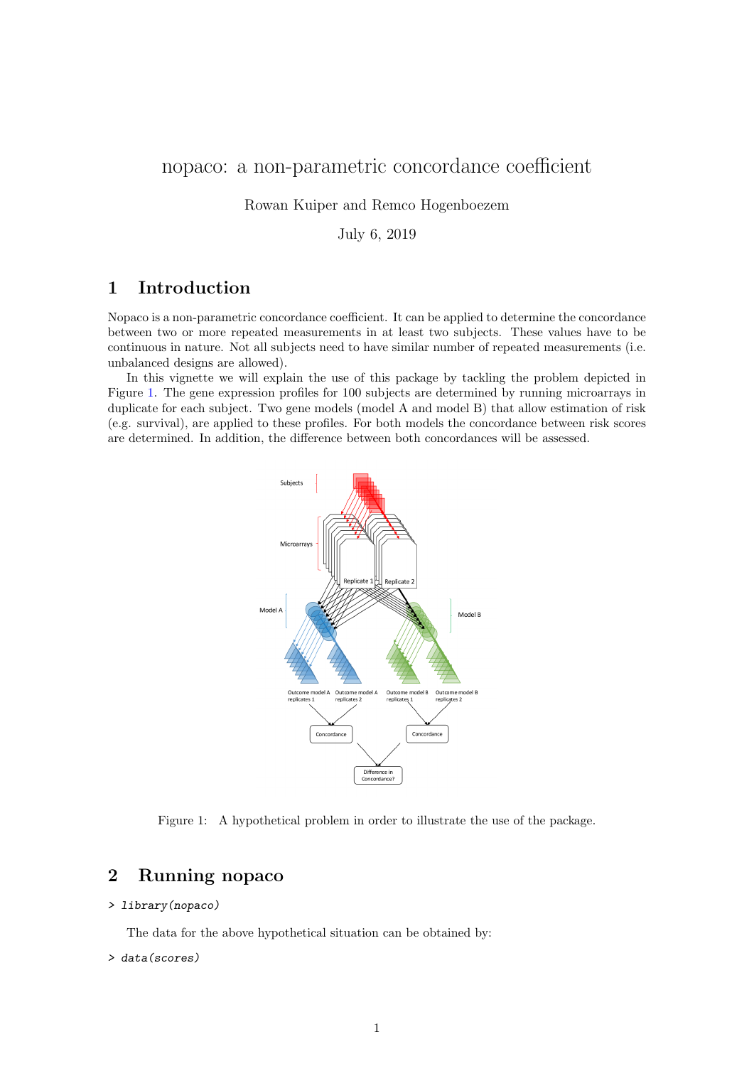# nopaco: a non-parametric concordance coefficient

Rowan Kuiper and Remco Hogenboezem

July 6, 2019

## 1 Introduction

Nopaco is a non-parametric concordance coefficient. It can be applied to determine the concordance between two or more repeated measurements in at least two subjects. These values have to be continuous in nature. Not all subjects need to have similar number of repeated measurements (i.e. unbalanced designs are allowed).

In this vignette we will explain the use of this package by tackling the problem depicted in Figure 1. The gene expression profiles for 100 subjects are determined by running microarrays in duplicate for each subject. Two gene models (model A and model B) that allow estimation of risk (e.g. survival), are applied to these profiles. For both models the concordance between risk scores are determined. In addition, the difference between both concordances will be assessed.

Figure 1: A hypothetical problem in order to illustrate the use of the package.

## 2 Running nopaco

```
> library(nopaco)
```

The data for the above hypothetical situation can be obtained by:

```
> data(scores)
```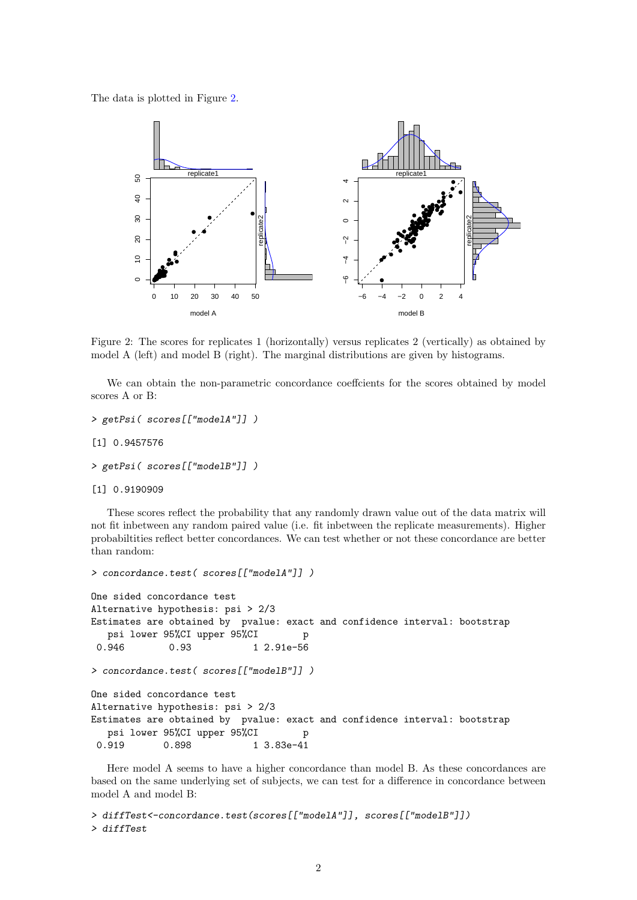The data is plotted in Figure 2.

Figure 2: The scores for replicates 1 (horizontally) versus replicates 2 (vertically) as obtained by model A (left) and model B (right). The marginal distributions are given by histograms.

We can obtain the non-parametric concordance coeffcients for the scores obtained by model scores A or B:

```
> getPsi( scores[["modelA"]] )

[1] 0.9457576

> getPsi( scores[["modelB"]] )

[1] 0.9190909
```

These scores reflect the probability that any randomly drawn value out of the data matrix will not fit inbetween any random paired value (i.e. fit inbetween the replicate measurements). Higher probabiltities reflect better concordances. We can test whether or not these concordance are better than random:

```
> concordance.test( scores[["modelA"]] )

One sided concordance test
Alternative hypothesis: psi > 2/3
Estimates are obtained by  pvalue: exact and confidence interval: bootstrap
   psi lower 95%CI upper 95%CI        p
 0.946        0.93           1 2.91e-56

> concordance.test( scores[["modelB"]] )

One sided concordance test
Alternative hypothesis: psi > 2/3
Estimates are obtained by  pvalue: exact and confidence interval: bootstrap
   psi lower 95%CI upper 95%CI        p
 0.919       0.898           1 3.83e-41
```

Here model A seems to have a higher concordance than model B. As these concordances are based on the same underlying set of subjects, we can test for a difference in concordance between model A and model B:

```
> diffTest<-concordance.test(scores[["modelA"]], scores[["modelB"]])
> diffTest
```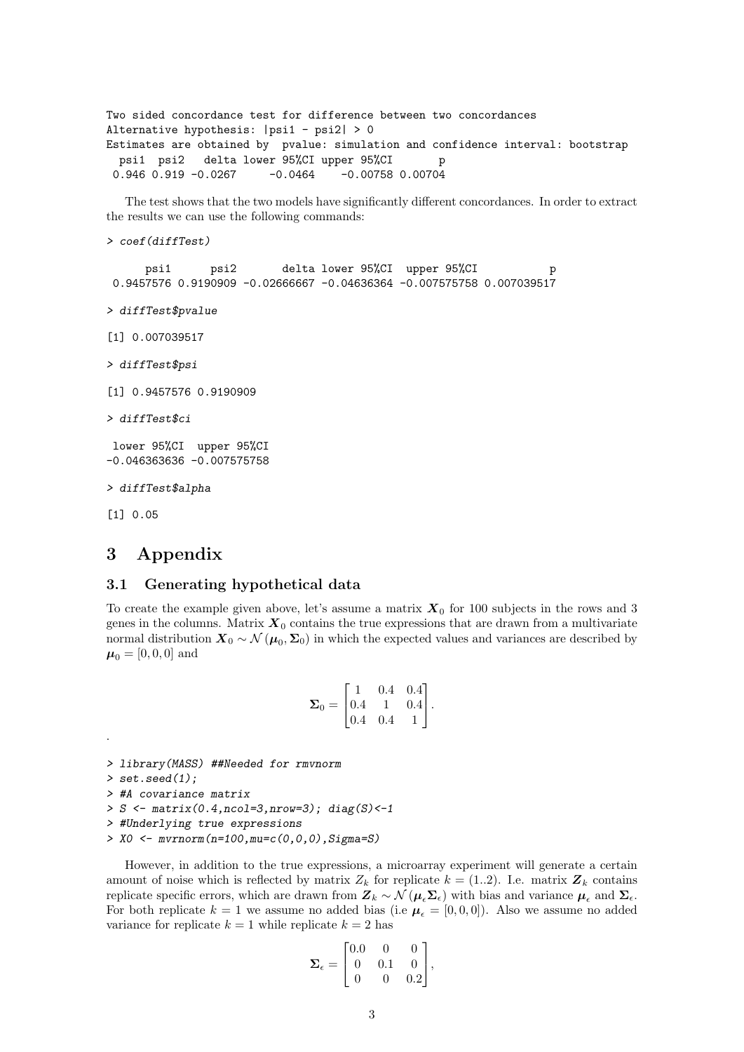```
Two sided concordance test for difference between two concordances
Alternative hypothesis: |psi1 - psi2| > 0
Estimates are obtained by  pvalue: simulation and confidence interval: bootstrap
  psi1  psi2   delta lower 95%CI upper 95%CI       p
 0.946 0.919 -0.0267     -0.0464    -0.00758 0.00704
```

The test shows that the two models have significantly different concordances. In order to extract the results we can use the following commands:

```
> coef(diffTest)

      psi1      psi2       delta lower 95%CI  upper 95%CI           p
 0.9457576 0.9190909 -0.02666667 -0.04636364 -0.007575758 0.007039517

> diffTest$pvalue

[1] 0.007039517

> diffTest$psi

[1] 0.9457576 0.9190909

> diffTest$ci

 lower 95%CI  upper 95%CI
-0.046363636 -0.007575758

> diffTest$alpha

[1] 0.05
```

# 3 Appendix

## 3.1 Generating hypothetical data

To create the example given above, let's assume a matrix $\boldsymbol{X}_0$ for 100 subjects in the rows and 3 genes in the columns. Matrix $\boldsymbol{X}_0$ contains the true expressions that are drawn from a multivariate normal distribution $\boldsymbol{X}_0 \sim \mathcal{N}(\boldsymbol{\mu}_0, \boldsymbol{\Sigma}_0)$ in which the expected values and variances are described by $\boldsymbol{\mu}_0 = [0, 0, 0]$ and

$$\boldsymbol{\Sigma}_0 = \begin{bmatrix} 1 & 0.4 & 0.4 \\ 0.4 & 1 & 0.4 \\ 0.4 & 0.4 & 1 \end{bmatrix}.$$

.

```
> library(MASS) ##Needed for rmvnorm
> set.seed(1);
> #A covariance matrix
> S <- matrix(0.4,ncol=3,nrow=3); diag(S)<-1
> #Underlying true expressions
> X0 <- mvrnorm(n=100,mu=c(0,0,0),Sigma=S)
```

However, in addition to the true expressions, a microarray experiment will generate a certain amount of noise which is reflected by matrix $Z_k$ for replicate $k = (1..2)$. I.e. matrix $\boldsymbol{Z}_k$ contains replicate specific errors, which are drawn from $\boldsymbol{Z}_k \sim \mathcal{N}(\boldsymbol{\mu}_\epsilon \boldsymbol{\Sigma}_\epsilon)$ with bias and variance $\boldsymbol{\mu}_\epsilon$ and $\boldsymbol{\Sigma}_\epsilon$. For both replicate $k = 1$ we assume no added bias (i.e $\boldsymbol{\mu}_\epsilon = [0, 0, 0]$). Also we assume no added variance for replicate $k = 1$ while replicate $k = 2$ has

$$\boldsymbol{\Sigma}_\epsilon = \begin{bmatrix} 0.0 & 0 & 0 \\ 0 & 0.1 & 0 \\ 0 & 0 & 0.2 \end{bmatrix},$$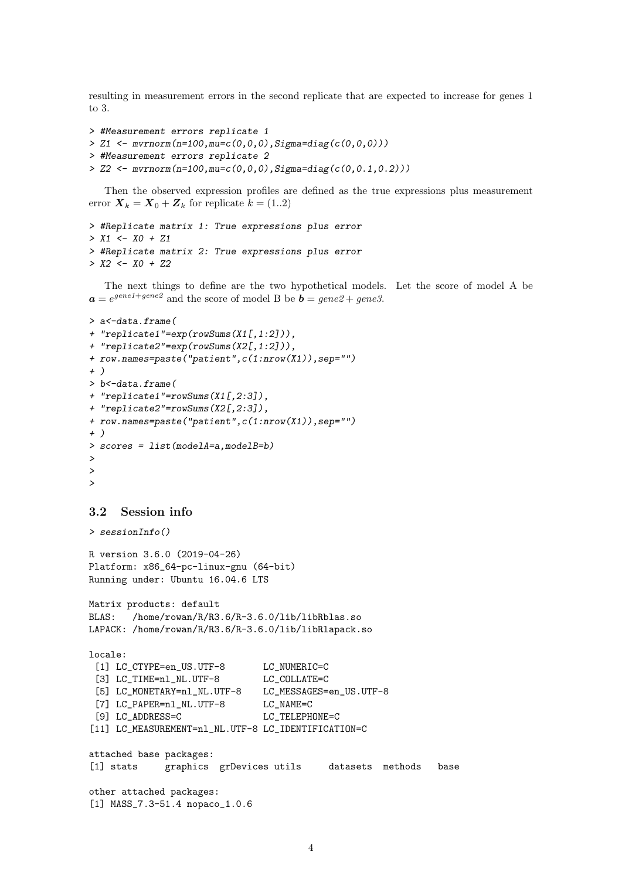resulting in measurement errors in the second replicate that are expected to increase for genes 1 to 3.

```
> #Measurement errors replicate 1
> Z1 <- mvrnorm(n=100,mu=c(0,0,0),Sigma=diag(c(0,0,0)))
> #Measurement errors replicate 2
> Z2 <- mvrnorm(n=100,mu=c(0,0,0),Sigma=diag(c(0,0.1,0.2)))
```

Then the observed expression profiles are defined as the true expressions plus measurement error $\boldsymbol{X}_k = \boldsymbol{X}_0 + \boldsymbol{Z}_k$ for replicate $k = (1..2)$

```
> #Replicate matrix 1: True expressions plus error
> X1 <- X0 + Z1
> #Replicate matrix 2: True expressions plus error
> X2 <- X0 + Z2
```

The next things to define are the two hypothetical models. Let the score of model A be $\boldsymbol{a} = e^{gene1+gene2}$ and the score of model B be $\boldsymbol{b} = gene2 + gene3$.

```
> a<-data.frame(
+ "replicate1"=exp(rowSums(X1[,1:2])),
+ "replicate2"=exp(rowSums(X2[,1:2])),
+ row.names=paste("patient",c(1:nrow(X1)),sep="")
+ )
> b<-data.frame(
+ "replicate1"=rowSums(X1[,2:3]),
+ "replicate2"=rowSums(X2[,2:3]),
+ row.names=paste("patient",c(1:nrow(X1)),sep="")
+ )
> scores = list(modelA=a,modelB=b)
>
>
>
```

## 3.2 Session info

```
> sessionInfo()
```

```
R version 3.6.0 (2019-04-26)
Platform: x86_64-pc-linux-gnu (64-bit)
Running under: Ubuntu 16.04.6 LTS

Matrix products: default
BLAS:   /home/rowan/R/R3.6/R-3.6.0/lib/libRblas.so
LAPACK: /home/rowan/R/R3.6/R-3.6.0/lib/libRlapack.so

locale:
 [1] LC_CTYPE=en_US.UTF-8       LC_NUMERIC=C
 [3] LC_TIME=nl_NL.UTF-8        LC_COLLATE=C
 [5] LC_MONETARY=nl_NL.UTF-8    LC_MESSAGES=en_US.UTF-8
 [7] LC_PAPER=nl_NL.UTF-8       LC_NAME=C
 [9] LC_ADDRESS=C               LC_TELEPHONE=C
[11] LC_MEASUREMENT=nl_NL.UTF-8 LC_IDENTIFICATION=C

attached base packages:
[1] stats     graphics  grDevices utils     datasets  methods   base

other attached packages:
[1] MASS_7.3-51.4 nopaco_1.0.6
```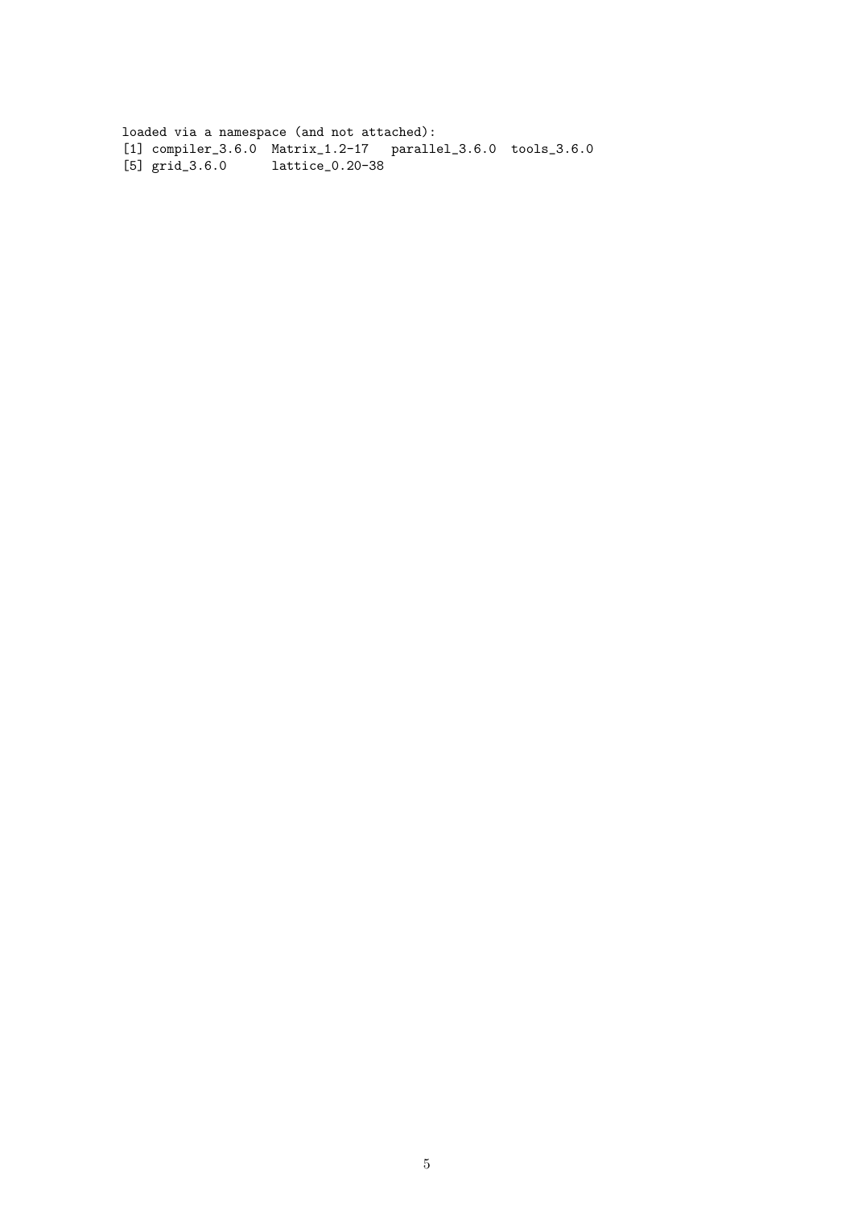```
loaded via a namespace (and not attached):
[1] compiler_3.6.0  Matrix_1.2-17   parallel_3.6.0  tools_3.6.0
[5] grid_3.6.0      lattice_0.20-38
```